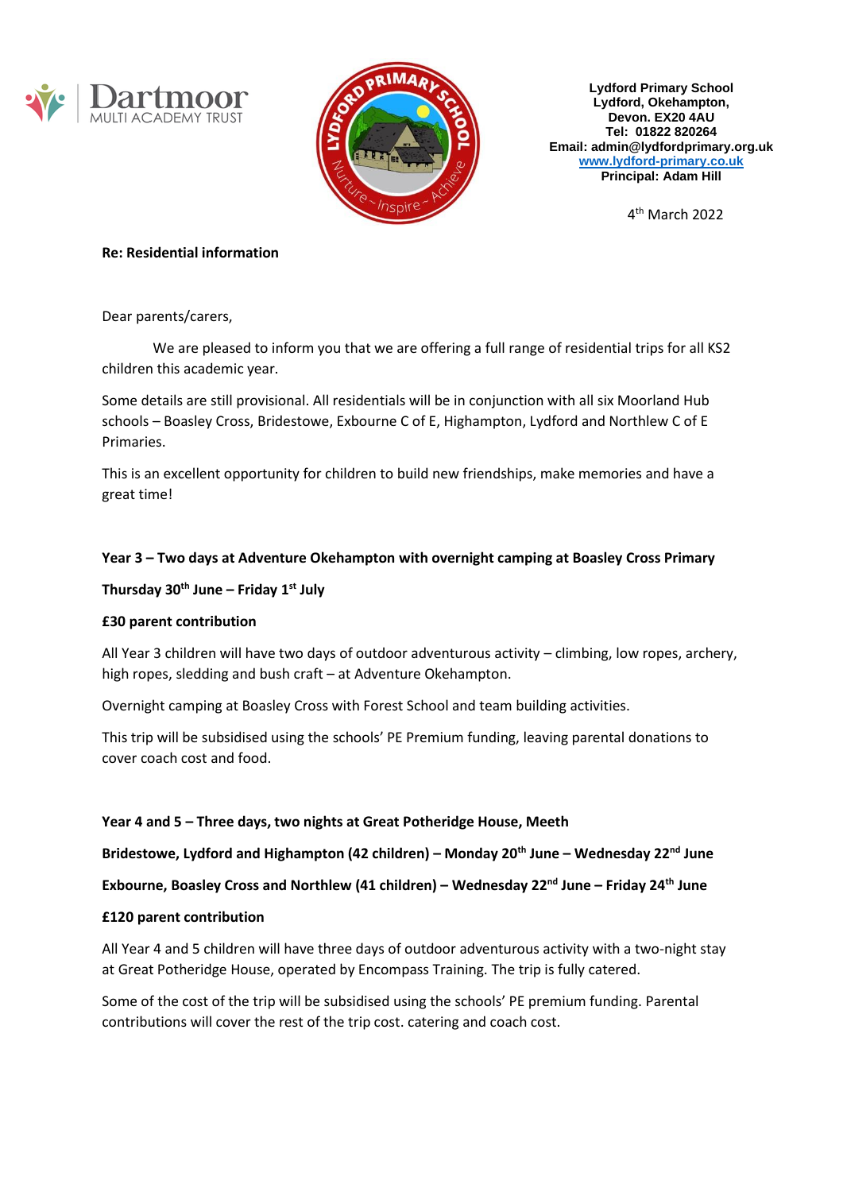Dartmoor MULTI ACADEMY TRUST

LYDFORD PRIMARY SCHOOL
Nurture ~ Inspire ~ Achieve

**Lydford Primary School**
**Lydford, Okehampton,**
**Devon. EX20 4AU**
**Tel: 01822 820264**
**Email: admin@lydfordprimary.org.uk**
**www.lydford-primary.co.uk**
**Principal: Adam Hill**

4th March 2022

**Re: Residential information**

Dear parents/carers,

We are pleased to inform you that we are offering a full range of residential trips for all KS2 children this academic year.

Some details are still provisional. All residentials will be in conjunction with all six Moorland Hub schools – Boasley Cross, Bridestowe, Exbourne C of E, Highampton, Lydford and Northlew C of E Primaries.

This is an excellent opportunity for children to build new friendships, make memories and have a great time!

**Year 3 – Two days at Adventure Okehampton with overnight camping at Boasley Cross Primary**

**Thursday 30th June – Friday 1st July**

**£30 parent contribution**

All Year 3 children will have two days of outdoor adventurous activity – climbing, low ropes, archery, high ropes, sledding and bush craft – at Adventure Okehampton.

Overnight camping at Boasley Cross with Forest School and team building activities.

This trip will be subsidised using the schools' PE Premium funding, leaving parental donations to cover coach cost and food.

**Year 4 and 5 – Three days, two nights at Great Potheridge House, Meeth**

**Bridestowe, Lydford and Highampton (42 children) – Monday 20th June – Wednesday 22nd June**

**Exbourne, Boasley Cross and Northlew (41 children) – Wednesday 22nd June – Friday 24th June**

**£120 parent contribution**

All Year 4 and 5 children will have three days of outdoor adventurous activity with a two-night stay at Great Potheridge House, operated by Encompass Training. The trip is fully catered.

Some of the cost of the trip will be subsidised using the schools' PE premium funding. Parental contributions will cover the rest of the trip cost. catering and coach cost.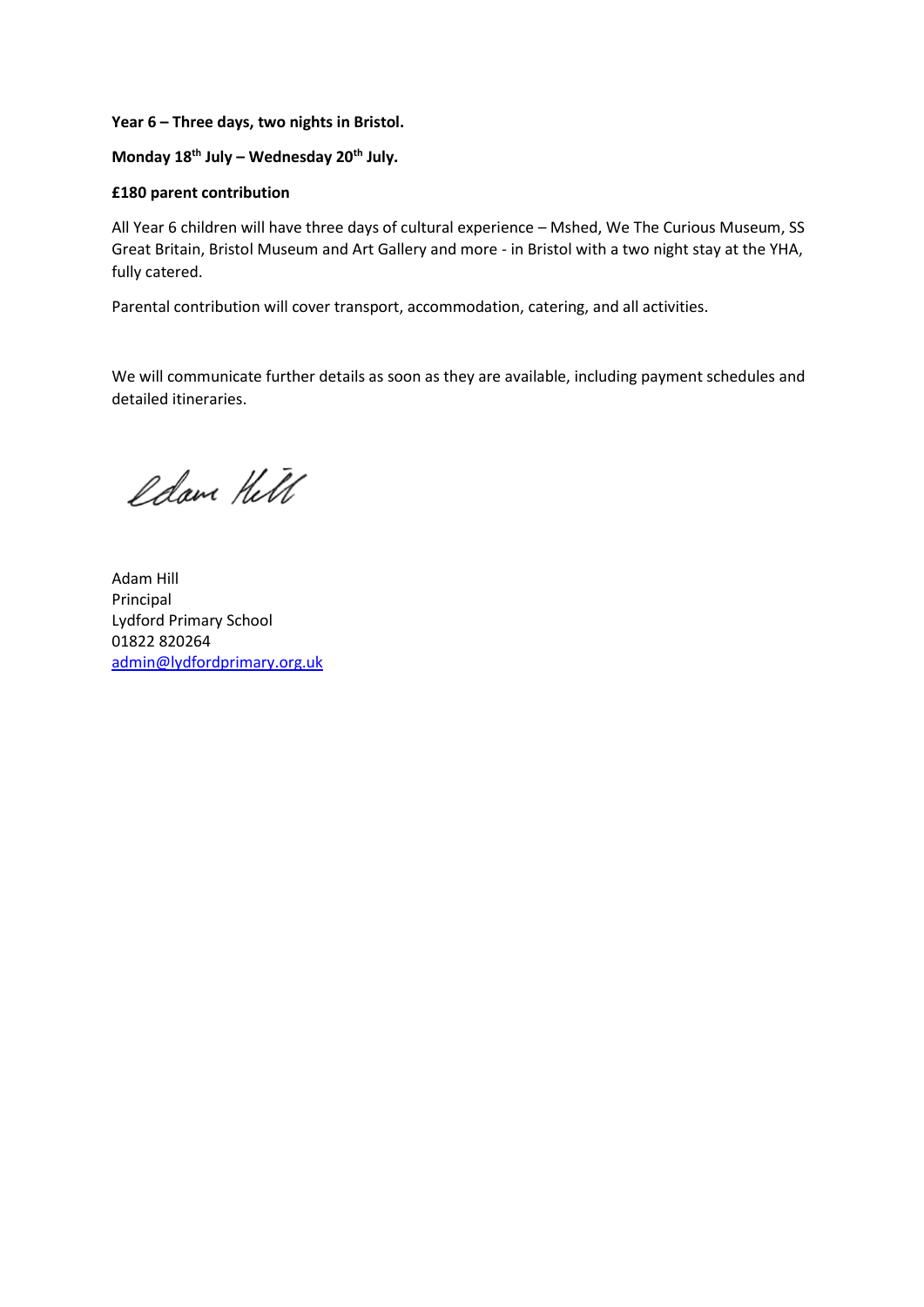**Year 6 – Three days, two nights in Bristol.**

**Monday 18th July – Wednesday 20th July.**

**£180 parent contribution**

All Year 6 children will have three days of cultural experience – Mshed, We The Curious Museum, SS Great Britain, Bristol Museum and Art Gallery and more - in Bristol with a two night stay at the YHA, fully catered.

Parental contribution will cover transport, accommodation, catering, and all activities.

We will communicate further details as soon as they are available, including payment schedules and detailed itineraries.

Adam Hill
Principal
Lydford Primary School
01822 820264
admin@lydfordprimary.org.uk